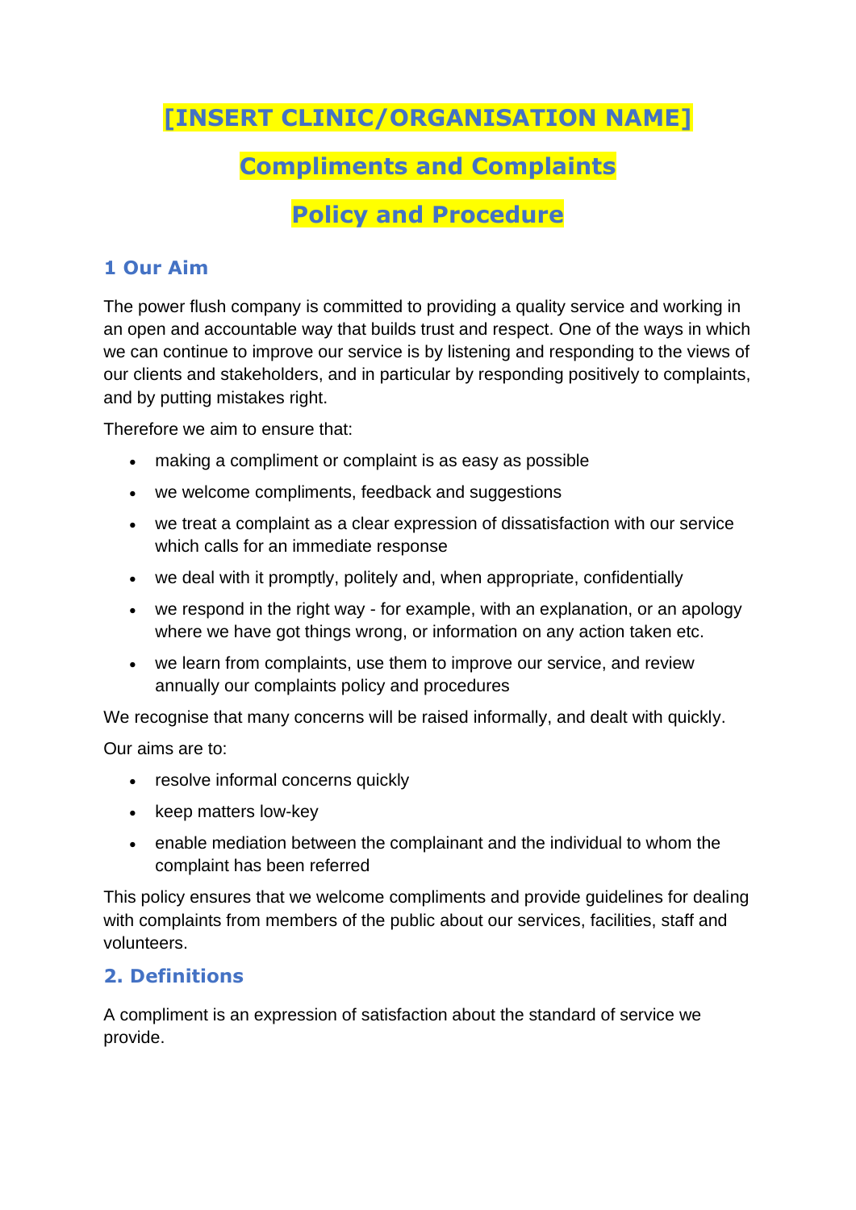# [INSERT CLINIC/ORGANISATION NAME]

# Compliments and Complaints

# Policy and Procedure

## 1 Our Aim

The power flush company is committed to providing a quality service and working in an open and accountable way that builds trust and respect. One of the ways in which we can continue to improve our service is by listening and responding to the views of our clients and stakeholders, and in particular by responding positively to complaints, and by putting mistakes right.

Therefore we aim to ensure that:

- making a compliment or complaint is as easy as possible
- we welcome compliments, feedback and suggestions
- we treat a complaint as a clear expression of dissatisfaction with our service which calls for an immediate response
- we deal with it promptly, politely and, when appropriate, confidentially
- we respond in the right way - for example, with an explanation, or an apology where we have got things wrong, or information on any action taken etc.
- we learn from complaints, use them to improve our service, and review annually our complaints policy and procedures

We recognise that many concerns will be raised informally, and dealt with quickly.

Our aims are to:

- resolve informal concerns quickly
- keep matters low-key
- enable mediation between the complainant and the individual to whom the complaint has been referred

This policy ensures that we welcome compliments and provide guidelines for dealing with complaints from members of the public about our services, facilities, staff and volunteers.

## 2. Definitions

A compliment is an expression of satisfaction about the standard of service we provide.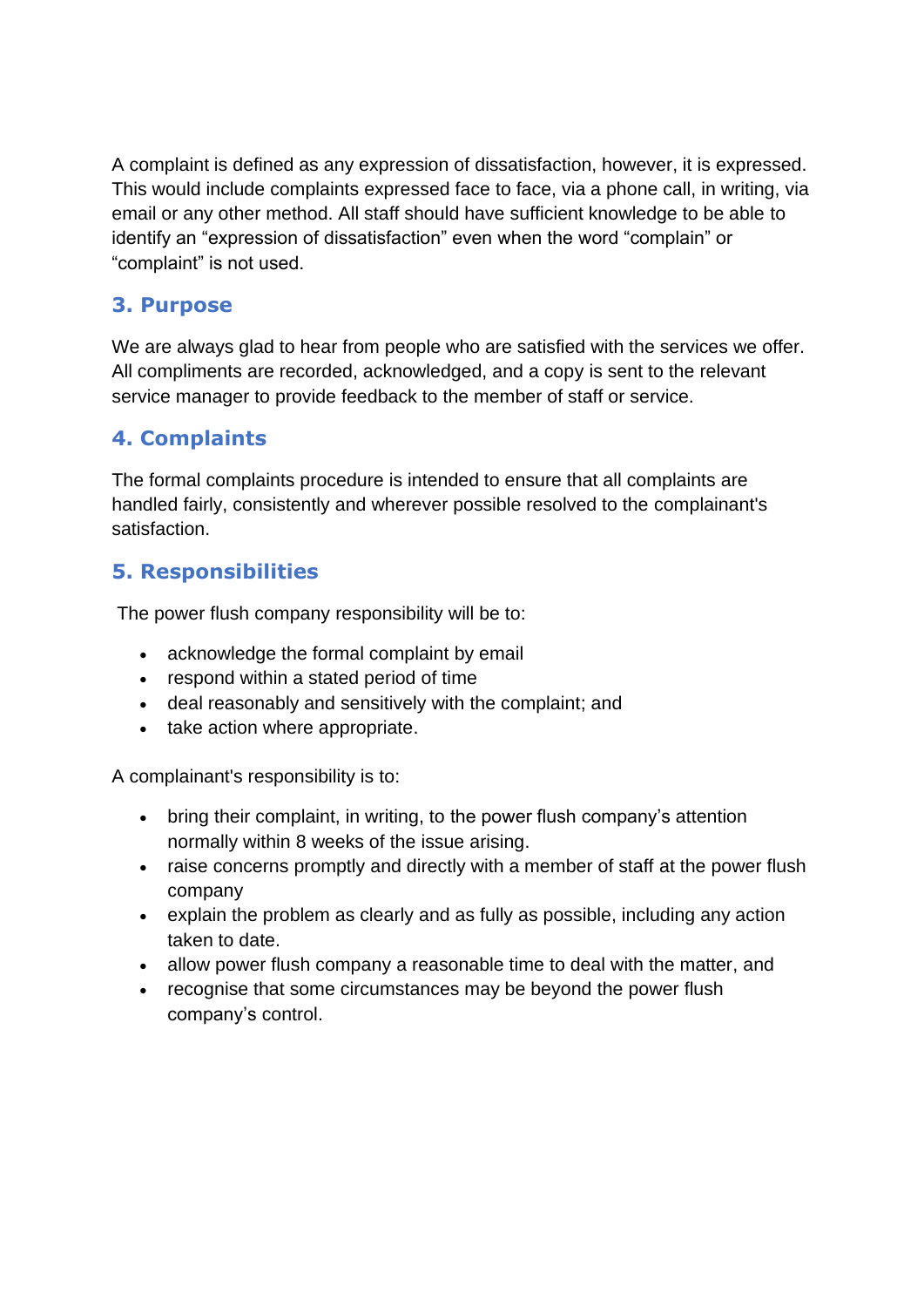A complaint is defined as any expression of dissatisfaction, however, it is expressed. This would include complaints expressed face to face, via a phone call, in writing, via email or any other method. All staff should have sufficient knowledge to be able to identify an "expression of dissatisfaction" even when the word "complain" or "complaint" is not used.

## 3. Purpose

We are always glad to hear from people who are satisfied with the services we offer. All compliments are recorded, acknowledged, and a copy is sent to the relevant service manager to provide feedback to the member of staff or service.

## 4. Complaints

The formal complaints procedure is intended to ensure that all complaints are handled fairly, consistently and wherever possible resolved to the complainant's satisfaction.

## 5. Responsibilities

The power flush company responsibility will be to:

- acknowledge the formal complaint by email
- respond within a stated period of time
- deal reasonably and sensitively with the complaint; and
- take action where appropriate.

A complainant's responsibility is to:

- bring their complaint, in writing, to the power flush company's attention normally within 8 weeks of the issue arising.
- raise concerns promptly and directly with a member of staff at the power flush company
- explain the problem as clearly and as fully as possible, including any action taken to date.
- allow power flush company a reasonable time to deal with the matter, and
- recognise that some circumstances may be beyond the power flush company's control.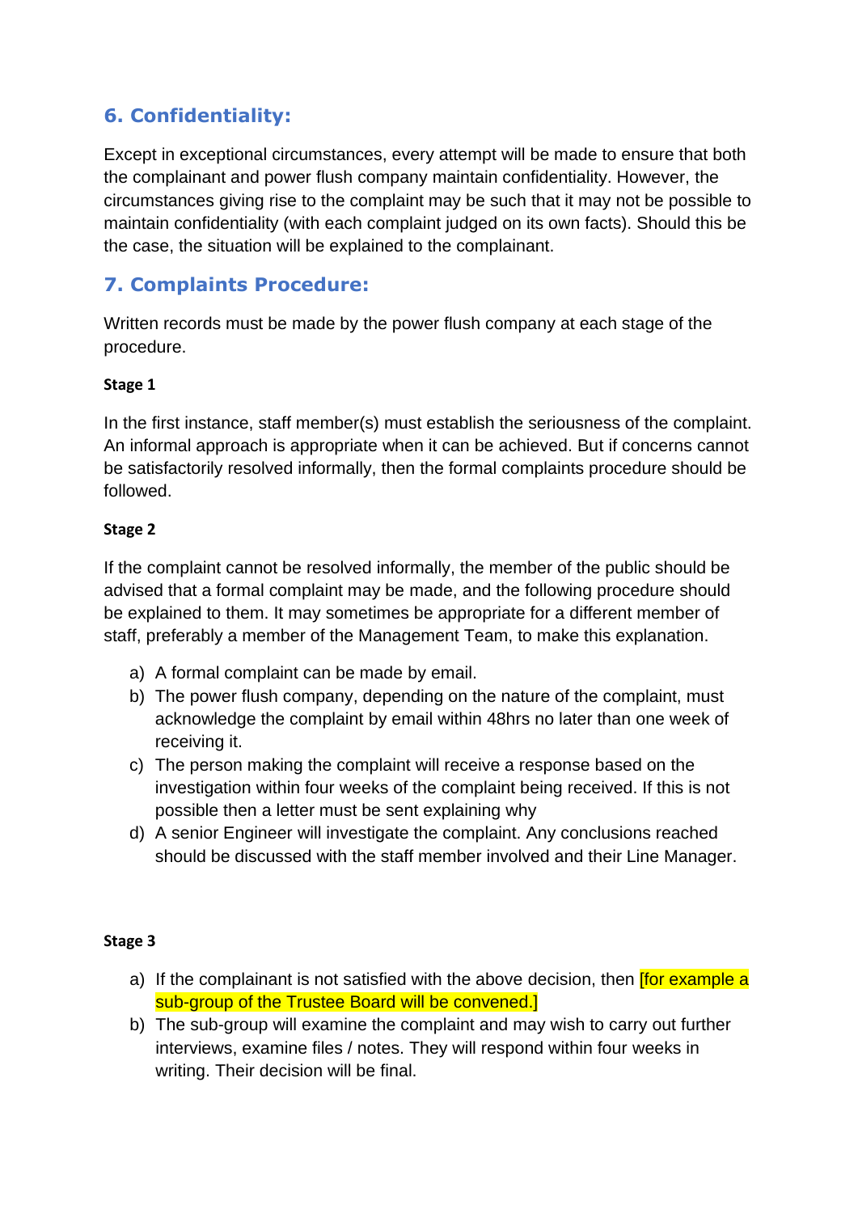## 6. Confidentiality:

Except in exceptional circumstances, every attempt will be made to ensure that both the complainant and power flush company maintain confidentiality. However, the circumstances giving rise to the complaint may be such that it may not be possible to maintain confidentiality (with each complaint judged on its own facts). Should this be the case, the situation will be explained to the complainant.

## 7. Complaints Procedure:

Written records must be made by the power flush company at each stage of the procedure.

**Stage 1**

In the first instance, staff member(s) must establish the seriousness of the complaint. An informal approach is appropriate when it can be achieved. But if concerns cannot be satisfactorily resolved informally, then the formal complaints procedure should be followed.

**Stage 2**

If the complaint cannot be resolved informally, the member of the public should be advised that a formal complaint may be made, and the following procedure should be explained to them. It may sometimes be appropriate for a different member of staff, preferably a member of the Management Team, to make this explanation.

a) A formal complaint can be made by email.
b) The power flush company, depending on the nature of the complaint, must acknowledge the complaint by email within 48hrs no later than one week of receiving it.
c) The person making the complaint will receive a response based on the investigation within four weeks of the complaint being received. If this is not possible then a letter must be sent explaining why
d) A senior Engineer will investigate the complaint. Any conclusions reached should be discussed with the staff member involved and their Line Manager.

**Stage 3**

a) If the complainant is not satisfied with the above decision, then [for example a sub-group of the Trustee Board will be convened.]
b) The sub-group will examine the complaint and may wish to carry out further interviews, examine files / notes. They will respond within four weeks in writing. Their decision will be final.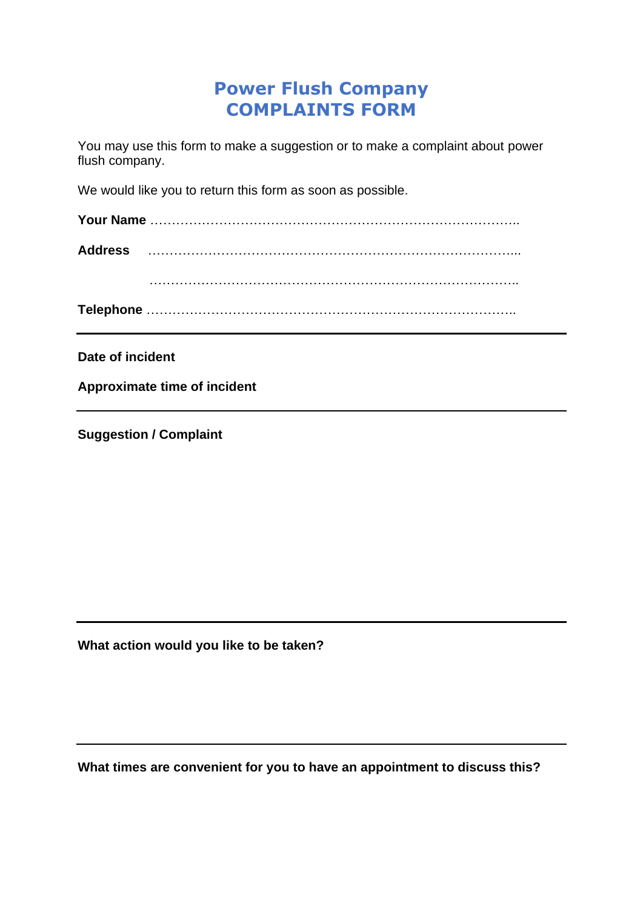# Power Flush Company
# COMPLAINTS FORM

You may use this form to make a suggestion or to make a complaint about power flush company.

We would like you to return this form as soon as possible.

**Your Name** ……………………………………………………………………………..

**Address** ……………………………………………………………………………...

……………………………………………………………………………..

**Telephone** ……………………………………………………………………………..

---

**Date of incident**

**Approximate time of incident**

---

**Suggestion / Complaint**

---

**What action would you like to be taken?**

---

**What times are convenient for you to have an appointment to discuss this?**